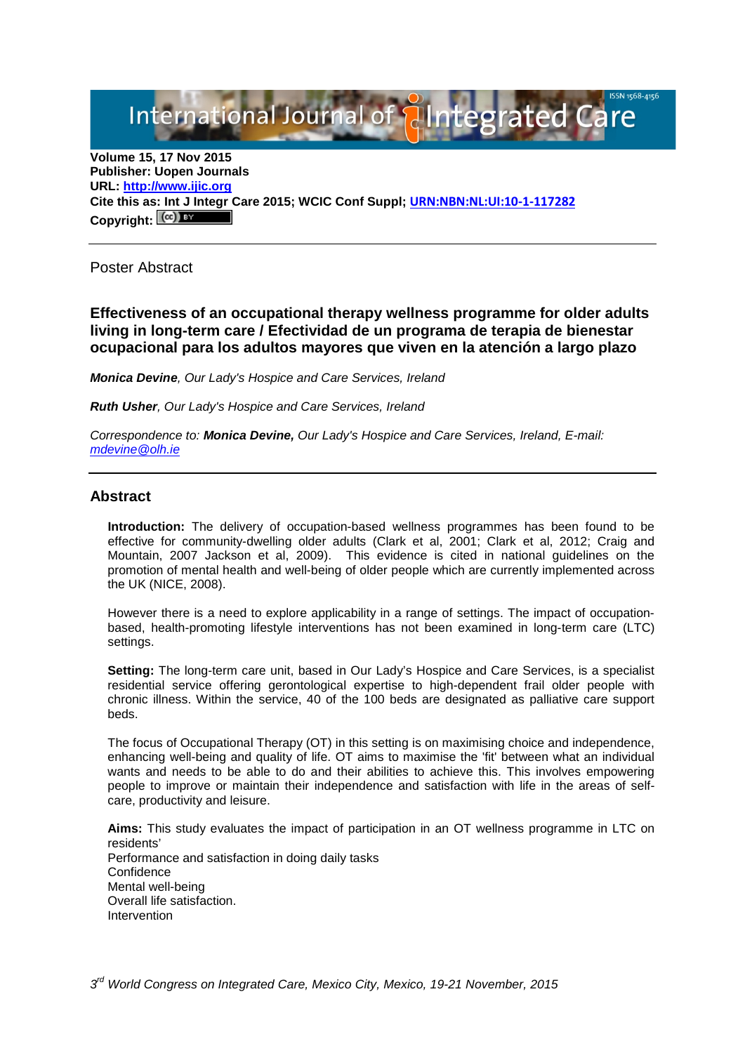Volume 15, 17 Nov 2015
**Publisher: Uopen Journals**
**URL: [http://www.ijic.org](http://www.ijic.org)**
**Cite this as: Int J Integr Care 2015; WCIC Conf Suppl; [URN:NBN:NL:UI:10-1-117282](URN:NBN:NL:UI:10-1-117282)**
**Copyright:**

---

Poster Abstract

# Effectiveness of an occupational therapy wellness programme for older adults living in long-term care / Efectividad de un programa de terapia de bienestar ocupacional para los adultos mayores que viven en la atención a largo plazo

***Monica Devine**, Our Lady's Hospice and Care Services, Ireland*

***Ruth Usher**, Our Lady's Hospice and Care Services, Ireland*

*Correspondence to: **Monica Devine,** Our Lady's Hospice and Care Services, Ireland, E-mail: [mdevine@olh.ie](mailto:mdevine@olh.ie)*

---

## Abstract

**Introduction:** The delivery of occupation-based wellness programmes has been found to be effective for community-dwelling older adults (Clark et al, 2001; Clark et al, 2012; Craig and Mountain, 2007 Jackson et al, 2009). This evidence is cited in national guidelines on the promotion of mental health and well-being of older people which are currently implemented across the UK (NICE, 2008).

However there is a need to explore applicability in a range of settings. The impact of occupation-based, health-promoting lifestyle interventions has not been examined in long-term care (LTC) settings.

**Setting:** The long-term care unit, based in Our Lady's Hospice and Care Services, is a specialist residential service offering gerontological expertise to high-dependent frail older people with chronic illness. Within the service, 40 of the 100 beds are designated as palliative care support beds.

The focus of Occupational Therapy (OT) in this setting is on maximising choice and independence, enhancing well-being and quality of life. OT aims to maximise the 'fit' between what an individual wants and needs to be able to do and their abilities to achieve this. This involves empowering people to improve or maintain their independence and satisfaction with life in the areas of self-care, productivity and leisure.

**Aims:** This study evaluates the impact of participation in an OT wellness programme in LTC on residents'
Performance and satisfaction in doing daily tasks
Confidence
Mental well-being
Overall life satisfaction.
Intervention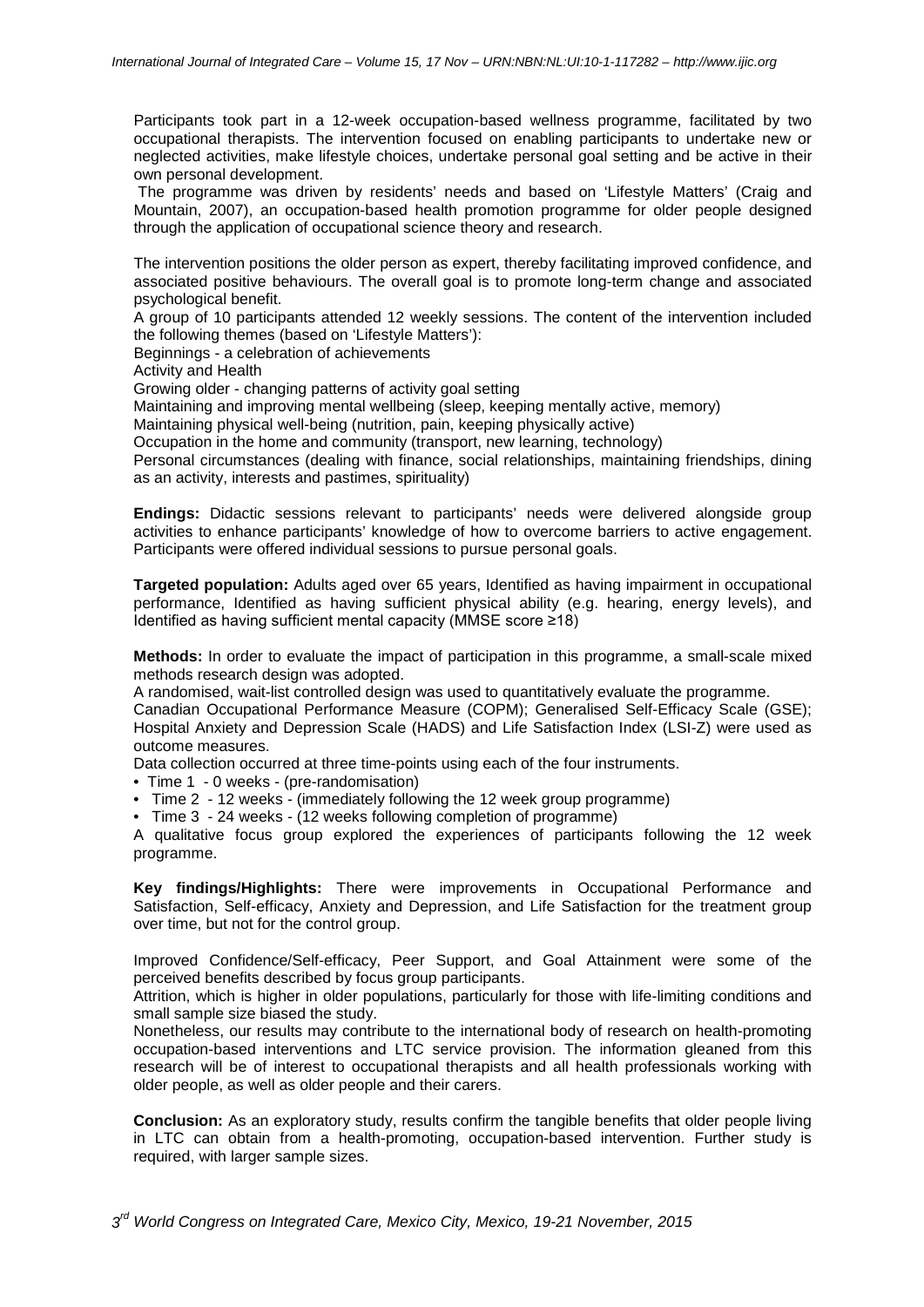Participants took part in a 12-week occupation-based wellness programme, facilitated by two occupational therapists. The intervention focused on enabling participants to undertake new or neglected activities, make lifestyle choices, undertake personal goal setting and be active in their own personal development.

The programme was driven by residents' needs and based on 'Lifestyle Matters' (Craig and Mountain, 2007), an occupation-based health promotion programme for older people designed through the application of occupational science theory and research.

The intervention positions the older person as expert, thereby facilitating improved confidence, and associated positive behaviours. The overall goal is to promote long-term change and associated psychological benefit.

A group of 10 participants attended 12 weekly sessions. The content of the intervention included the following themes (based on 'Lifestyle Matters'):

Beginnings - a celebration of achievements

Activity and Health

Growing older - changing patterns of activity goal setting

Maintaining and improving mental wellbeing (sleep, keeping mentally active, memory)

Maintaining physical well-being (nutrition, pain, keeping physically active)

Occupation in the home and community (transport, new learning, technology)

Personal circumstances (dealing with finance, social relationships, maintaining friendships, dining as an activity, interests and pastimes, spirituality)

**Endings:** Didactic sessions relevant to participants' needs were delivered alongside group activities to enhance participants' knowledge of how to overcome barriers to active engagement. Participants were offered individual sessions to pursue personal goals.

**Targeted population:** Adults aged over 65 years, Identified as having impairment in occupational performance, Identified as having sufficient physical ability (e.g. hearing, energy levels), and Identified as having sufficient mental capacity (MMSE score ≥18)

**Methods:** In order to evaluate the impact of participation in this programme, a small-scale mixed methods research design was adopted.

A randomised, wait-list controlled design was used to quantitatively evaluate the programme.

Canadian Occupational Performance Measure (COPM); Generalised Self-Efficacy Scale (GSE); Hospital Anxiety and Depression Scale (HADS) and Life Satisfaction Index (LSI-Z) were used as outcome measures.

Data collection occurred at three time-points using each of the four instruments.

- Time 1 - 0 weeks - (pre-randomisation)
- Time 2 - 12 weeks - (immediately following the 12 week group programme)
- Time 3 - 24 weeks - (12 weeks following completion of programme)

A qualitative focus group explored the experiences of participants following the 12 week programme.

**Key findings/Highlights:** There were improvements in Occupational Performance and Satisfaction, Self-efficacy, Anxiety and Depression, and Life Satisfaction for the treatment group over time, but not for the control group.

Improved Confidence/Self-efficacy, Peer Support, and Goal Attainment were some of the perceived benefits described by focus group participants.

Attrition, which is higher in older populations, particularly for those with life-limiting conditions and small sample size biased the study.

Nonetheless, our results may contribute to the international body of research on health-promoting occupation-based interventions and LTC service provision. The information gleaned from this research will be of interest to occupational therapists and all health professionals working with older people, as well as older people and their carers.

**Conclusion:** As an exploratory study, results confirm the tangible benefits that older people living in LTC can obtain from a health-promoting, occupation-based intervention. Further study is required, with larger sample sizes.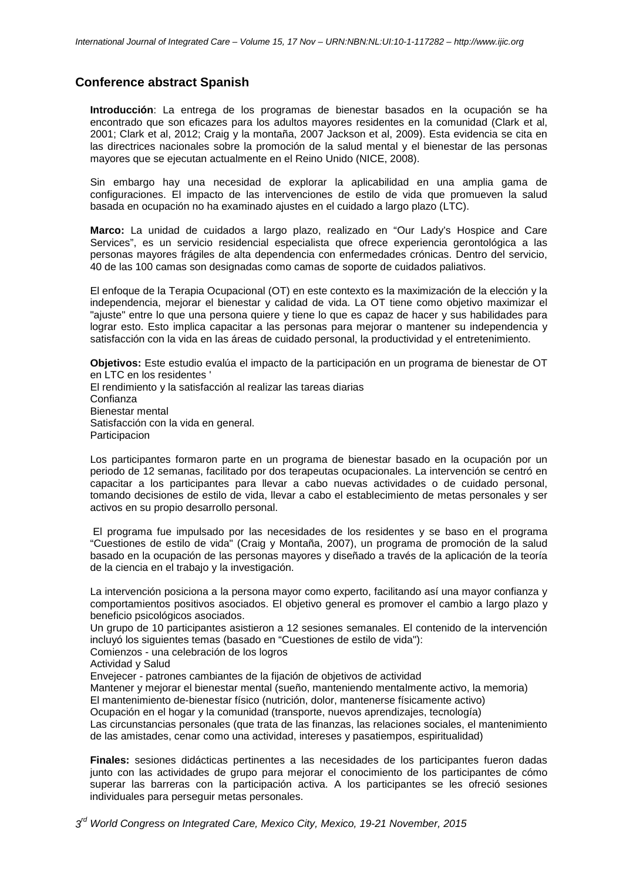## Conference abstract Spanish

**Introducción**: La entrega de los programas de bienestar basados en la ocupación se ha encontrado que son eficazes para los adultos mayores residentes en la comunidad (Clark et al, 2001; Clark et al, 2012; Craig y la montaña, 2007 Jackson et al, 2009). Esta evidencia se cita en las directrices nacionales sobre la promoción de la salud mental y el bienestar de las personas mayores que se ejecutan actualmente en el Reino Unido (NICE, 2008).

Sin embargo hay una necesidad de explorar la aplicabilidad en una amplia gama de configuraciones. El impacto de las intervenciones de estilo de vida que promueven la salud basada en ocupación no ha examinado ajustes en el cuidado a largo plazo (LTC).

**Marco:** La unidad de cuidados a largo plazo, realizado en “Our Lady's Hospice and Care Services”, es un servicio residencial especialista que ofrece experiencia gerontológica a las personas mayores frágiles de alta dependencia con enfermedades crónicas. Dentro del servicio, 40 de las 100 camas son designadas como camas de soporte de cuidados paliativos.

El enfoque de la Terapia Ocupacional (OT) en este contexto es la maximización de la elección y la independencia, mejorar el bienestar y calidad de vida. La OT tiene como objetivo maximizar el "ajuste" entre lo que una persona quiere y tiene lo que es capaz de hacer y sus habilidades para lograr esto. Esto implica capacitar a las personas para mejorar o mantener su independencia y satisfacción con la vida en las áreas de cuidado personal, la productividad y el entretenimiento.

**Objetivos:** Este estudio evalúa el impacto de la participación en un programa de bienestar de OT en LTC en los residentes '
El rendimiento y la satisfacción al realizar las tareas diarias
Confianza
Bienestar mental
Satisfacción con la vida en general.
Participacion

Los participantes formaron parte en un programa de bienestar basado en la ocupación por un periodo de 12 semanas, facilitado por dos terapeutas ocupacionales. La intervención se centró en capacitar a los participantes para llevar a cabo nuevas actividades o de cuidado personal, tomando decisiones de estilo de vida, llevar a cabo el establecimiento de metas personales y ser activos en su propio desarrollo personal.

El programa fue impulsado por las necesidades de los residentes y se baso en el programa “Cuestiones de estilo de vida" (Craig y Montaña, 2007), un programa de promoción de la salud basado en la ocupación de las personas mayores y diseñado a través de la aplicación de la teoría de la ciencia en el trabajo y la investigación.

La intervención posiciona a la persona mayor como experto, facilitando así una mayor confianza y comportamientos positivos asociados. El objetivo general es promover el cambio a largo plazo y beneficio psicológicos asociados.
Un grupo de 10 participantes asistieron a 12 sesiones semanales. El contenido de la intervención incluyó los siguientes temas (basado en “Cuestiones de estilo de vida"):
Comienzos - una celebración de los logros
Actividad y Salud
Envejecer - patrones cambiantes de la fijación de objetivos de actividad
Mantener y mejorar el bienestar mental (sueño, manteniendo mentalmente activo, la memoria)
El mantenimiento de-bienestar físico (nutrición, dolor, mantenerse físicamente activo)
Ocupación en el hogar y la comunidad (transporte, nuevos aprendizajes, tecnología)
Las circunstancias personales (que trata de las finanzas, las relaciones sociales, el mantenimiento de las amistades, cenar como una actividad, intereses y pasatiempos, espiritualidad)

**Finales:** sesiones didácticas pertinentes a las necesidades de los participantes fueron dadas junto con las actividades de grupo para mejorar el conocimiento de los participantes de cómo superar las barreras con la participación activa. A los participantes se les ofreció sesiones individuales para perseguir metas personales.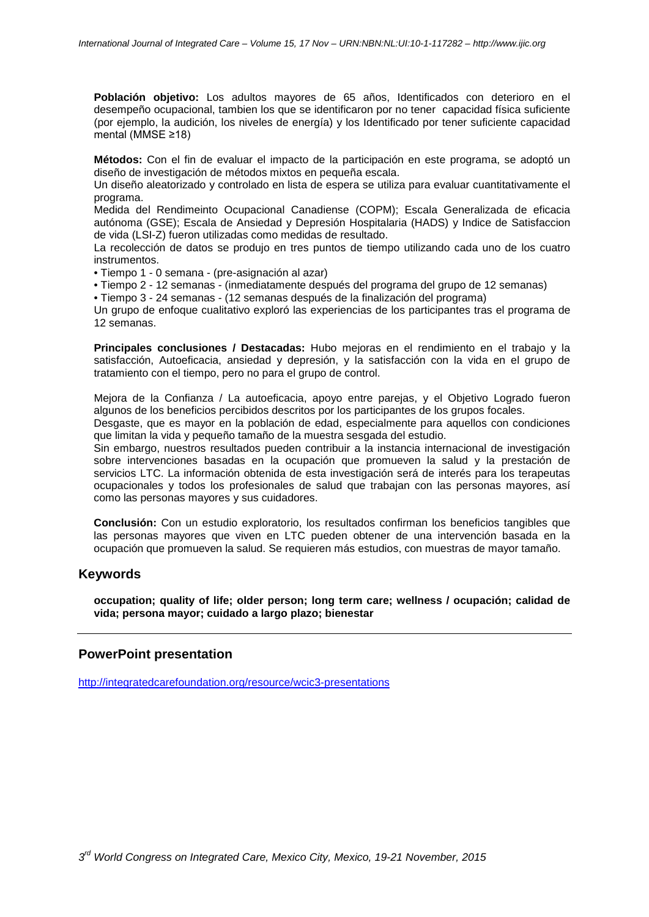**Población objetivo:** Los adultos mayores de 65 años, Identificados con deterioro en el desempeño ocupacional, tambien los que se identificaron por no tener capacidad física suficiente (por ejemplo, la audición, los niveles de energía) y los Identificado por tener suficiente capacidad mental (MMSE ≥18)

**Métodos:** Con el fin de evaluar el impacto de la participación en este programa, se adoptó un diseño de investigación de métodos mixtos en pequeña escala.

Un diseño aleatorizado y controlado en lista de espera se utiliza para evaluar cuantitativamente el programa.

Medida del Rendimeinto Ocupacional Canadiense (COPM); Escala Generalizada de eficacia autónoma (GSE); Escala de Ansiedad y Depresión Hospitalaria (HADS) y Indice de Satisfaccion de vida (LSI-Z) fueron utilizadas como medidas de resultado.

La recolección de datos se produjo en tres puntos de tiempo utilizando cada uno de los cuatro instrumentos.

- Tiempo 1 - 0 semana - (pre-asignación al azar)
- Tiempo 2 - 12 semanas - (inmediatamente después del programa del grupo de 12 semanas)
- Tiempo 3 - 24 semanas - (12 semanas después de la finalización del programa)

Un grupo de enfoque cualitativo exploró las experiencias de los participantes tras el programa de 12 semanas.

**Principales conclusiones / Destacadas:** Hubo mejoras en el rendimiento en el trabajo y la satisfacción, Autoeficacia, ansiedad y depresión, y la satisfacción con la vida en el grupo de tratamiento con el tiempo, pero no para el grupo de control.

Mejora de la Confianza / La autoeficacia, apoyo entre parejas, y el Objetivo Logrado fueron algunos de los beneficios percibidos descritos por los participantes de los grupos focales.

Desgaste, que es mayor en la población de edad, especialmente para aquellos con condiciones que limitan la vida y pequeño tamaño de la muestra sesgada del estudio.

Sin embargo, nuestros resultados pueden contribuir a la instancia internacional de investigación sobre intervenciones basadas en la ocupación que promueven la salud y la prestación de servicios LTC. La información obtenida de esta investigación será de interés para los terapeutas ocupacionales y todos los profesionales de salud que trabajan con las personas mayores, así como las personas mayores y sus cuidadores.

**Conclusión:** Con un estudio exploratorio, los resultados confirman los beneficios tangibles que las personas mayores que viven en LTC pueden obtener de una intervención basada en la ocupación que promueven la salud. Se requieren más estudios, con muestras de mayor tamaño.

## Keywords

**occupation; quality of life; older person; long term care; wellness / ocupación; calidad de vida; persona mayor; cuidado a largo plazo; bienestar**

---

## PowerPoint presentation

http://integratedcarefoundation.org/resource/wcic3-presentations